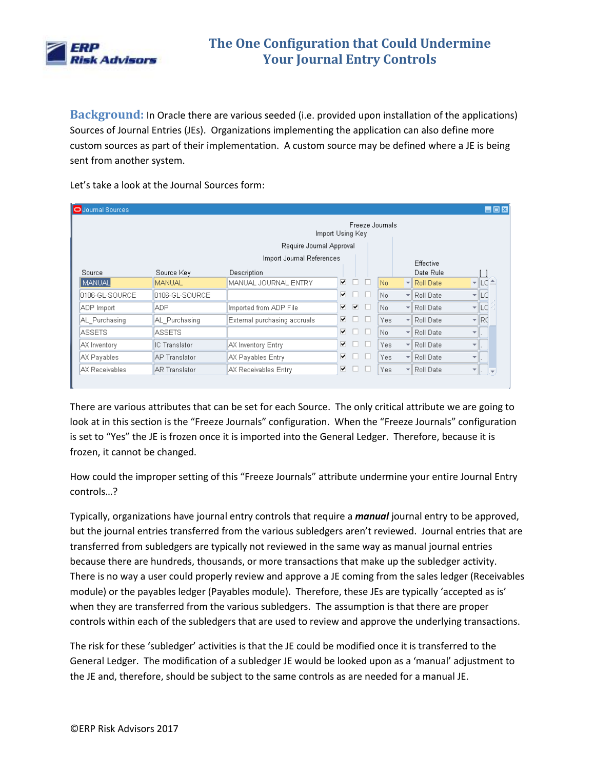# The One Configuration that Could Undermine Your Journal Entry Controls

**Background:** In Oracle there are various seeded (i.e. provided upon installation of the applications) Sources of Journal Entries (JEs). Organizations implementing the application can also define more custom sources as part of their implementation. A custom source may be defined where a JE is being sent from another system.

Let's take a look at the Journal Sources form:

| Source | Source Key | Description | Import Journal References | Require Journal Approval | Import Using Key | Freeze Journals | Effective Date Rule | [ ] |
|---|---|---|---|---|---|---|---|---|
| MANUAL | MANUAL | MANUAL JOURNAL ENTRY | ✔ | ☐ | ☐ | No | Roll Date | LC |
| 0106-GL-SOURCE | 0106-GL-SOURCE | | ✔ | ☐ | ☐ | No | Roll Date | LC |
| ADP Import | ADP | Imported from ADP File | ✔ | ✔ | ☐ | No | Roll Date | LC |
| AL_Purchasing | AL_Purchasing | External purchasing accruals | ✔ | ☐ | ☐ | Yes | Roll Date | RC |
| ASSETS | ASSETS | | ✔ | ☐ | ☐ | No | Roll Date | |
| AX Inventory | IC Translator | AX Inventory Entry | ✔ | ☐ | ☐ | Yes | Roll Date | |
| AX Payables | AP Translator | AX Payables Entry | ✔ | ☐ | ☐ | Yes | Roll Date | |
| AX Receivables | AR Translator | AX Receivables Entry | ✔ | ☐ | ☐ | Yes | Roll Date | |

There are various attributes that can be set for each Source. The only critical attribute we are going to look at in this section is the "Freeze Journals" configuration. When the "Freeze Journals" configuration is set to "Yes" the JE is frozen once it is imported into the General Ledger. Therefore, because it is frozen, it cannot be changed.

How could the improper setting of this "Freeze Journals" attribute undermine your entire Journal Entry controls…?

Typically, organizations have journal entry controls that require a ***manual*** journal entry to be approved, but the journal entries transferred from the various subledgers aren't reviewed. Journal entries that are transferred from subledgers are typically not reviewed in the same way as manual journal entries because there are hundreds, thousands, or more transactions that make up the subledger activity. There is no way a user could properly review and approve a JE coming from the sales ledger (Receivables module) or the payables ledger (Payables module). Therefore, these JEs are typically 'accepted as is' when they are transferred from the various subledgers. The assumption is that there are proper controls within each of the subledgers that are used to review and approve the underlying transactions.

The risk for these 'subledger' activities is that the JE could be modified once it is transferred to the General Ledger. The modification of a subledger JE would be looked upon as a 'manual' adjustment to the JE and, therefore, should be subject to the same controls as are needed for a manual JE.

©ERP Risk Advisors 2017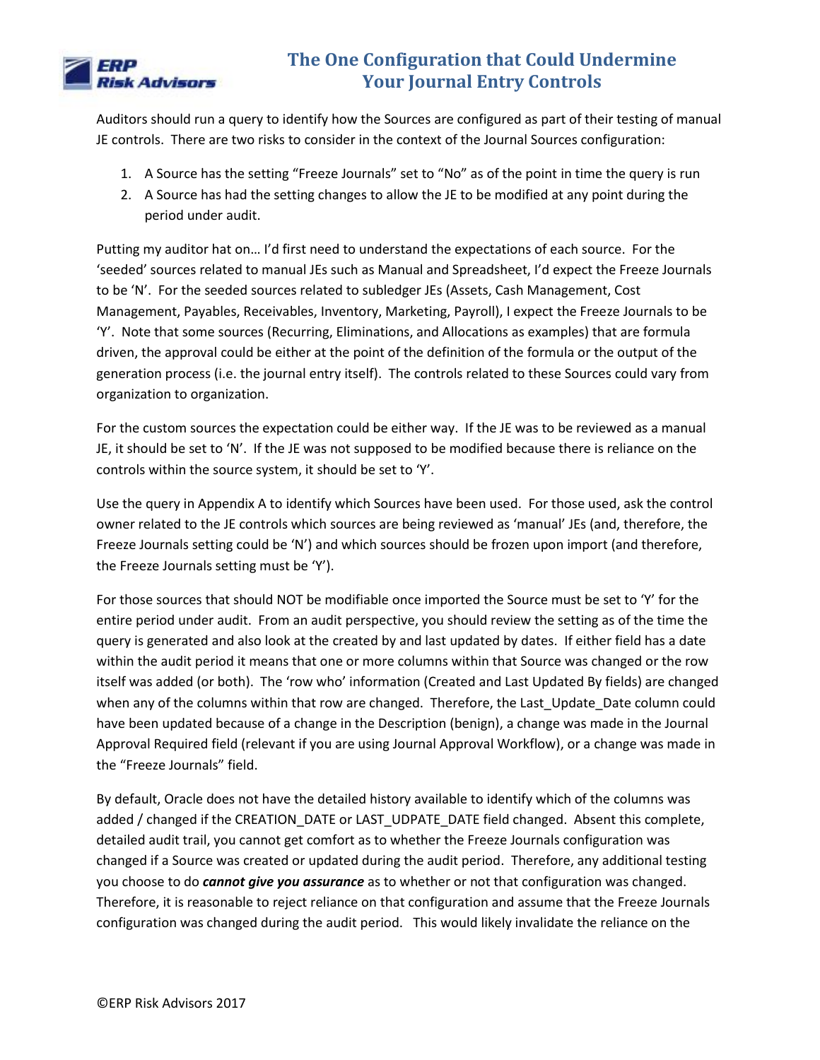Auditors should run a query to identify how the Sources are configured as part of their testing of manual JE controls. There are two risks to consider in the context of the Journal Sources configuration:

1. A Source has the setting "Freeze Journals" set to "No" as of the point in time the query is run
2. A Source has had the setting changes to allow the JE to be modified at any point during the period under audit.

Putting my auditor hat on… I'd first need to understand the expectations of each source. For the 'seeded' sources related to manual JEs such as Manual and Spreadsheet, I'd expect the Freeze Journals to be 'N'. For the seeded sources related to subledger JEs (Assets, Cash Management, Cost Management, Payables, Receivables, Inventory, Marketing, Payroll), I expect the Freeze Journals to be 'Y'. Note that some sources (Recurring, Eliminations, and Allocations as examples) that are formula driven, the approval could be either at the point of the definition of the formula or the output of the generation process (i.e. the journal entry itself). The controls related to these Sources could vary from organization to organization.

For the custom sources the expectation could be either way. If the JE was to be reviewed as a manual JE, it should be set to 'N'. If the JE was not supposed to be modified because there is reliance on the controls within the source system, it should be set to 'Y'.

Use the query in Appendix A to identify which Sources have been used. For those used, ask the control owner related to the JE controls which sources are being reviewed as 'manual' JEs (and, therefore, the Freeze Journals setting could be 'N') and which sources should be frozen upon import (and therefore, the Freeze Journals setting must be 'Y').

For those sources that should NOT be modifiable once imported the Source must be set to 'Y' for the entire period under audit. From an audit perspective, you should review the setting as of the time the query is generated and also look at the created by and last updated by dates. If either field has a date within the audit period it means that one or more columns within that Source was changed or the row itself was added (or both). The 'row who' information (Created and Last Updated By fields) are changed when any of the columns within that row are changed. Therefore, the Last_Update_Date column could have been updated because of a change in the Description (benign), a change was made in the Journal Approval Required field (relevant if you are using Journal Approval Workflow), or a change was made in the "Freeze Journals" field.

By default, Oracle does not have the detailed history available to identify which of the columns was added / changed if the CREATION_DATE or LAST_UDPATE_DATE field changed. Absent this complete, detailed audit trail, you cannot get comfort as to whether the Freeze Journals configuration was changed if a Source was created or updated during the audit period. Therefore, any additional testing you choose to do ***cannot give you assurance*** as to whether or not that configuration was changed. Therefore, it is reasonable to reject reliance on that configuration and assume that the Freeze Journals configuration was changed during the audit period. This would likely invalidate the reliance on the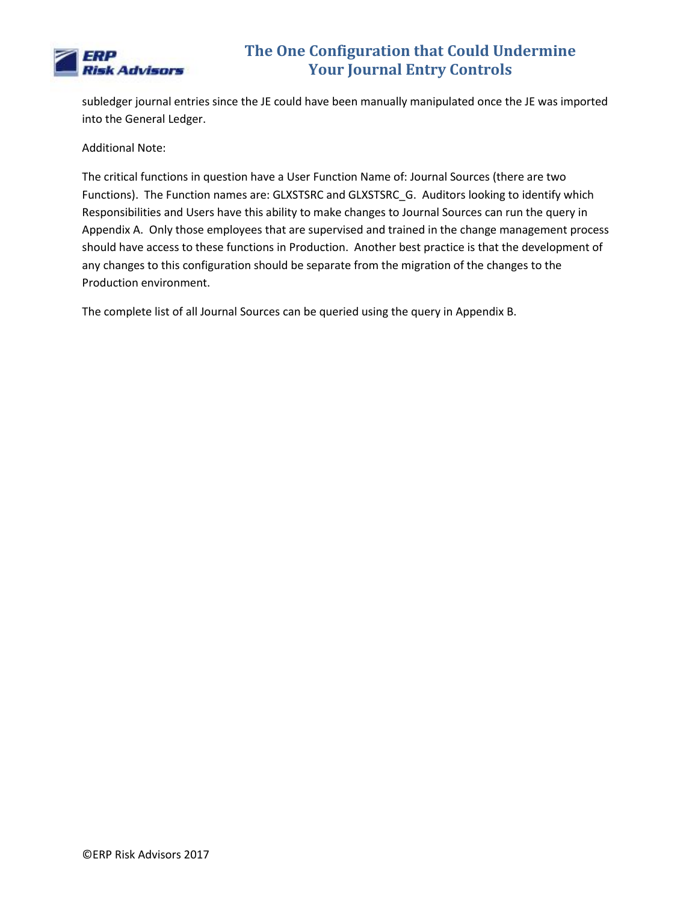subledger journal entries since the JE could have been manually manipulated once the JE was imported into the General Ledger.

Additional Note:

The critical functions in question have a User Function Name of: Journal Sources (there are two Functions). The Function names are: GLXSTSRC and GLXSTSRC_G. Auditors looking to identify which Responsibilities and Users have this ability to make changes to Journal Sources can run the query in Appendix A. Only those employees that are supervised and trained in the change management process should have access to these functions in Production. Another best practice is that the development of any changes to this configuration should be separate from the migration of the changes to the Production environment.

The complete list of all Journal Sources can be queried using the query in Appendix B.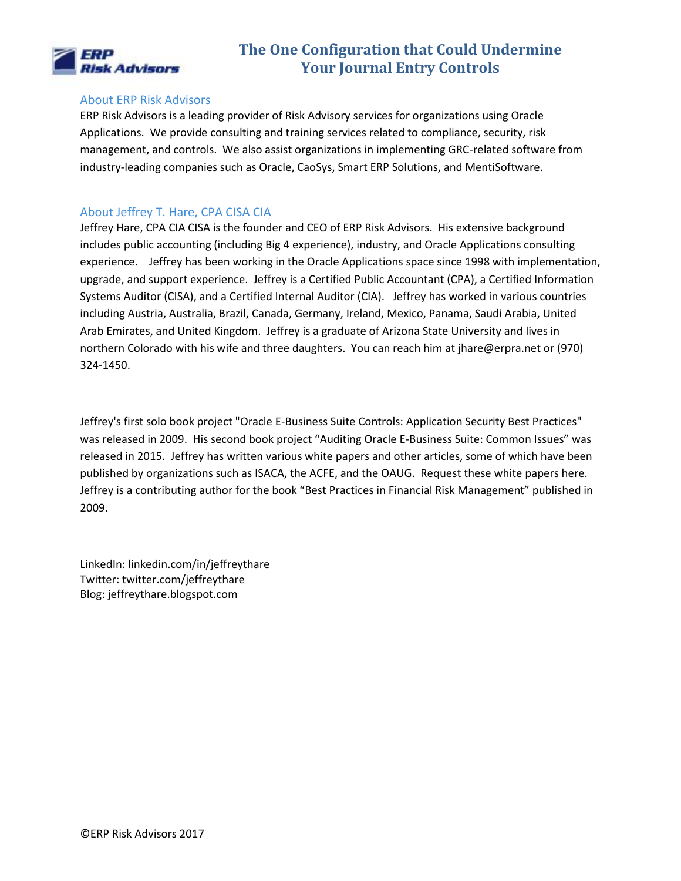## About ERP Risk Advisors

ERP Risk Advisors is a leading provider of Risk Advisory services for organizations using Oracle Applications. We provide consulting and training services related to compliance, security, risk management, and controls. We also assist organizations in implementing GRC-related software from industry-leading companies such as Oracle, CaoSys, Smart ERP Solutions, and MentiSoftware.

## About Jeffrey T. Hare, CPA CISA CIA

Jeffrey Hare, CPA CIA CISA is the founder and CEO of ERP Risk Advisors. His extensive background includes public accounting (including Big 4 experience), industry, and Oracle Applications consulting experience. Jeffrey has been working in the Oracle Applications space since 1998 with implementation, upgrade, and support experience. Jeffrey is a Certified Public Accountant (CPA), a Certified Information Systems Auditor (CISA), and a Certified Internal Auditor (CIA). Jeffrey has worked in various countries including Austria, Australia, Brazil, Canada, Germany, Ireland, Mexico, Panama, Saudi Arabia, United Arab Emirates, and United Kingdom. Jeffrey is a graduate of Arizona State University and lives in northern Colorado with his wife and three daughters. You can reach him at jhare@erpra.net or (970) 324-1450.

Jeffrey's first solo book project "Oracle E-Business Suite Controls: Application Security Best Practices" was released in 2009. His second book project "Auditing Oracle E-Business Suite: Common Issues" was released in 2015. Jeffrey has written various white papers and other articles, some of which have been published by organizations such as ISACA, the ACFE, and the OAUG. Request these white papers here. Jeffrey is a contributing author for the book "Best Practices in Financial Risk Management" published in 2009.

LinkedIn: linkedin.com/in/jeffreythare
Twitter: twitter.com/jeffreythare
Blog: jeffreythare.blogspot.com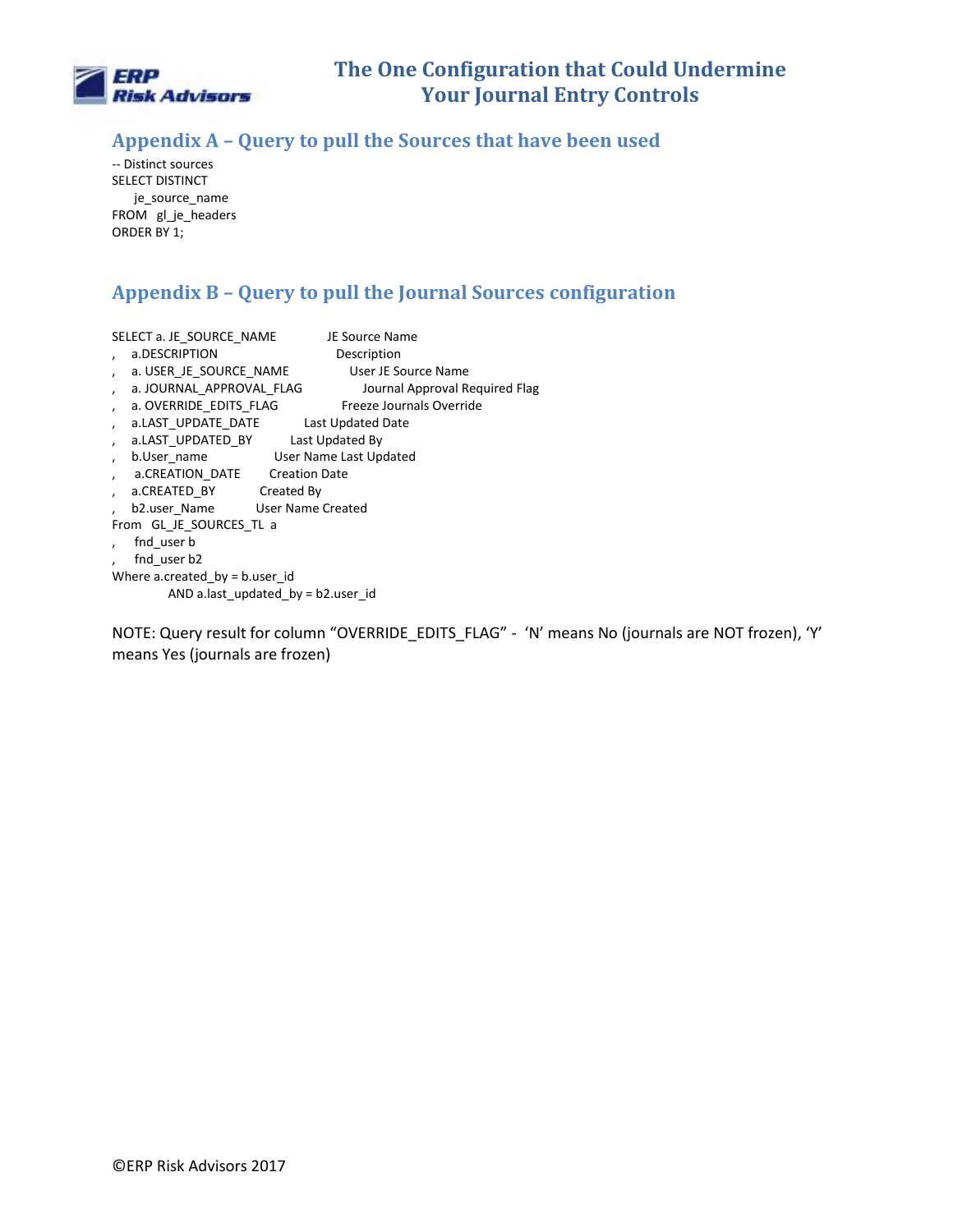## Appendix A – Query to pull the Sources that have been used

```
-- Distinct sources
SELECT DISTINCT
    je_source_name
FROM   gl_je_headers
ORDER BY 1;
```

## Appendix B – Query to pull the Journal Sources configuration

```
SELECT a. JE_SOURCE_NAME            JE Source Name
,    a.DESCRIPTION                  Description
,    a. USER_JE_SOURCE_NAME         User JE Source Name
,    a. JOURNAL_APPROVAL_FLAG       Journal Approval Required Flag
,    a. OVERRIDE_EDITS_FLAG         Freeze Journals Override
,    a.LAST_UPDATE_DATE             Last Updated Date
,    a.LAST_UPDATED_BY              Last Updated By
,    b.User_name                    User Name Last Updated
,    a.CREATION_DATE                Creation Date
,    a.CREATED_BY                   Created By
,    b2.user_Name                   User Name Created
From   GL_JE_SOURCES_TL  a
,    fnd_user b
,    fnd_user b2
Where a.created_by = b.user_id
        AND a.last_updated_by = b2.user_id
```

NOTE: Query result for column “OVERRIDE_EDITS_FLAG” - ‘N’ means No (journals are NOT frozen), ‘Y’ means Yes (journals are frozen)

©ERP Risk Advisors 2017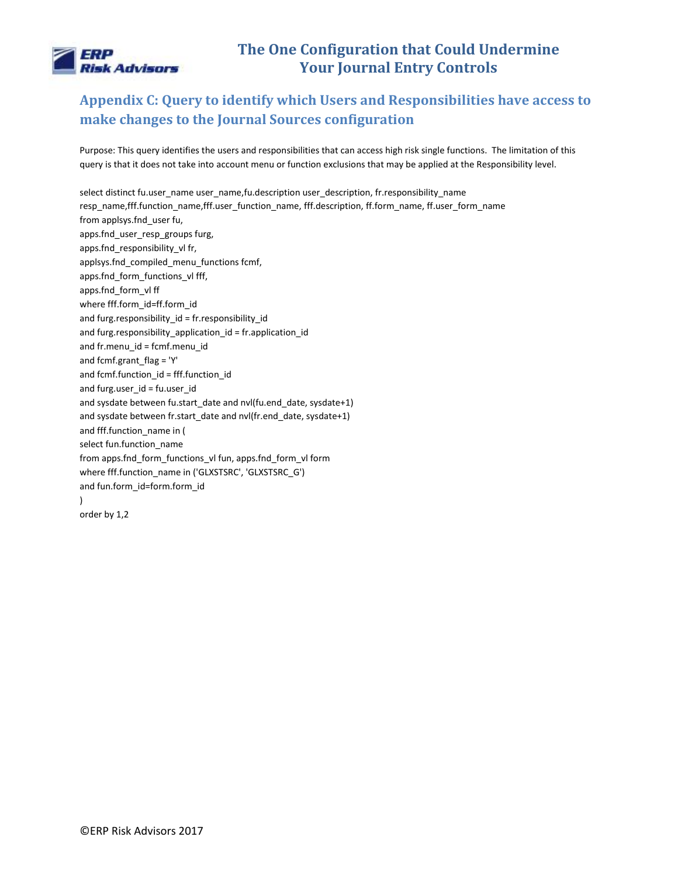## Appendix C: Query to identify which Users and Responsibilities have access to make changes to the Journal Sources configuration

Purpose: This query identifies the users and responsibilities that can access high risk single functions. The limitation of this query is that it does not take into account menu or function exclusions that may be applied at the Responsibility level.

```
select distinct fu.user_name user_name,fu.description user_description, fr.responsibility_name
resp_name,fff.function_name,fff.user_function_name, fff.description, ff.form_name, ff.user_form_name
from applsys.fnd_user fu,
apps.fnd_user_resp_groups furg,
apps.fnd_responsibility_vl fr,
applsys.fnd_compiled_menu_functions fcmf,
apps.fnd_form_functions_vl fff,
apps.fnd_form_vl ff
where fff.form_id=ff.form_id
and furg.responsibility_id = fr.responsibility_id
and furg.responsibility_application_id = fr.application_id
and fr.menu_id = fcmf.menu_id
and fcmf.grant_flag = 'Y'
and fcmf.function_id = fff.function_id
and furg.user_id = fu.user_id
and sysdate between fu.start_date and nvl(fu.end_date, sysdate+1)
and sysdate between fr.start_date and nvl(fr.end_date, sysdate+1)
and fff.function_name in (
select fun.function_name
from apps.fnd_form_functions_vl fun, apps.fnd_form_vl form
where fff.function_name in ('GLXSTSRC', 'GLXSTSRC_G')
and fun.form_id=form.form_id
)
order by 1,2
```

©ERP Risk Advisors 2017